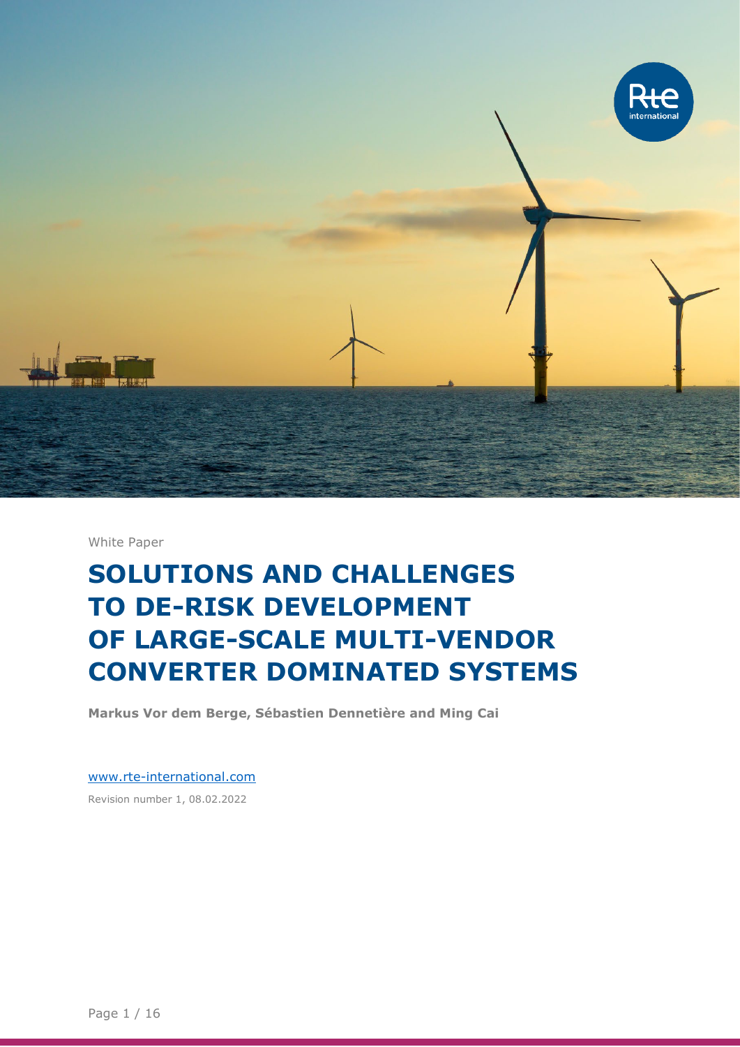White Paper

# SOLUTIONS AND CHALLENGES TO DE-RISK DEVELOPMENT OF LARGE-SCALE MULTI-VENDOR CONVERTER DOMINATED SYSTEMS

**Markus Vor dem Berge, Sébastien Dennetière and Ming Cai**

www.rte-international.com

Revision number 1, 08.02.2022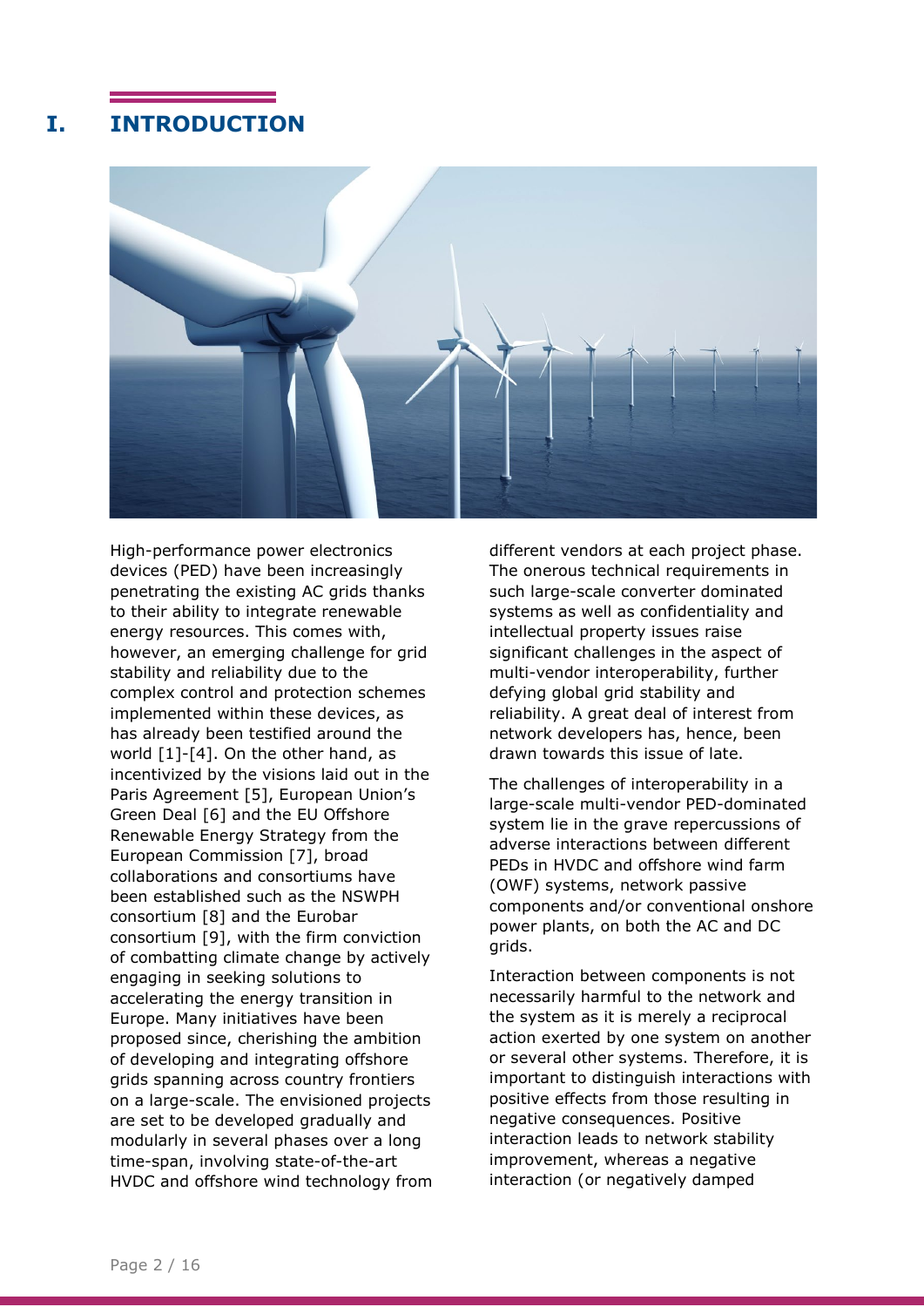# I. INTRODUCTION

High-performance power electronics devices (PED) have been increasingly penetrating the existing AC grids thanks to their ability to integrate renewable energy resources. This comes with, however, an emerging challenge for grid stability and reliability due to the complex control and protection schemes implemented within these devices, as has already been testified around the world [1]-[4]. On the other hand, as incentivized by the visions laid out in the Paris Agreement [5], European Union's Green Deal [6] and the EU Offshore Renewable Energy Strategy from the European Commission [7], broad collaborations and consortiums have been established such as the NSWPH consortium [8] and the Eurobar consortium [9], with the firm conviction of combatting climate change by actively engaging in seeking solutions to accelerating the energy transition in Europe. Many initiatives have been proposed since, cherishing the ambition of developing and integrating offshore grids spanning across country frontiers on a large-scale. The envisioned projects are set to be developed gradually and modularly in several phases over a long time-span, involving state-of-the-art HVDC and offshore wind technology from different vendors at each project phase. The onerous technical requirements in such large-scale converter dominated systems as well as confidentiality and intellectual property issues raise significant challenges in the aspect of multi-vendor interoperability, further defying global grid stability and reliability. A great deal of interest from network developers has, hence, been drawn towards this issue of late.

The challenges of interoperability in a large-scale multi-vendor PED-dominated system lie in the grave repercussions of adverse interactions between different PEDs in HVDC and offshore wind farm (OWF) systems, network passive components and/or conventional onshore power plants, on both the AC and DC grids.

Interaction between components is not necessarily harmful to the network and the system as it is merely a reciprocal action exerted by one system on another or several other systems. Therefore, it is important to distinguish interactions with positive effects from those resulting in negative consequences. Positive interaction leads to network stability improvement, whereas a negative interaction (or negatively damped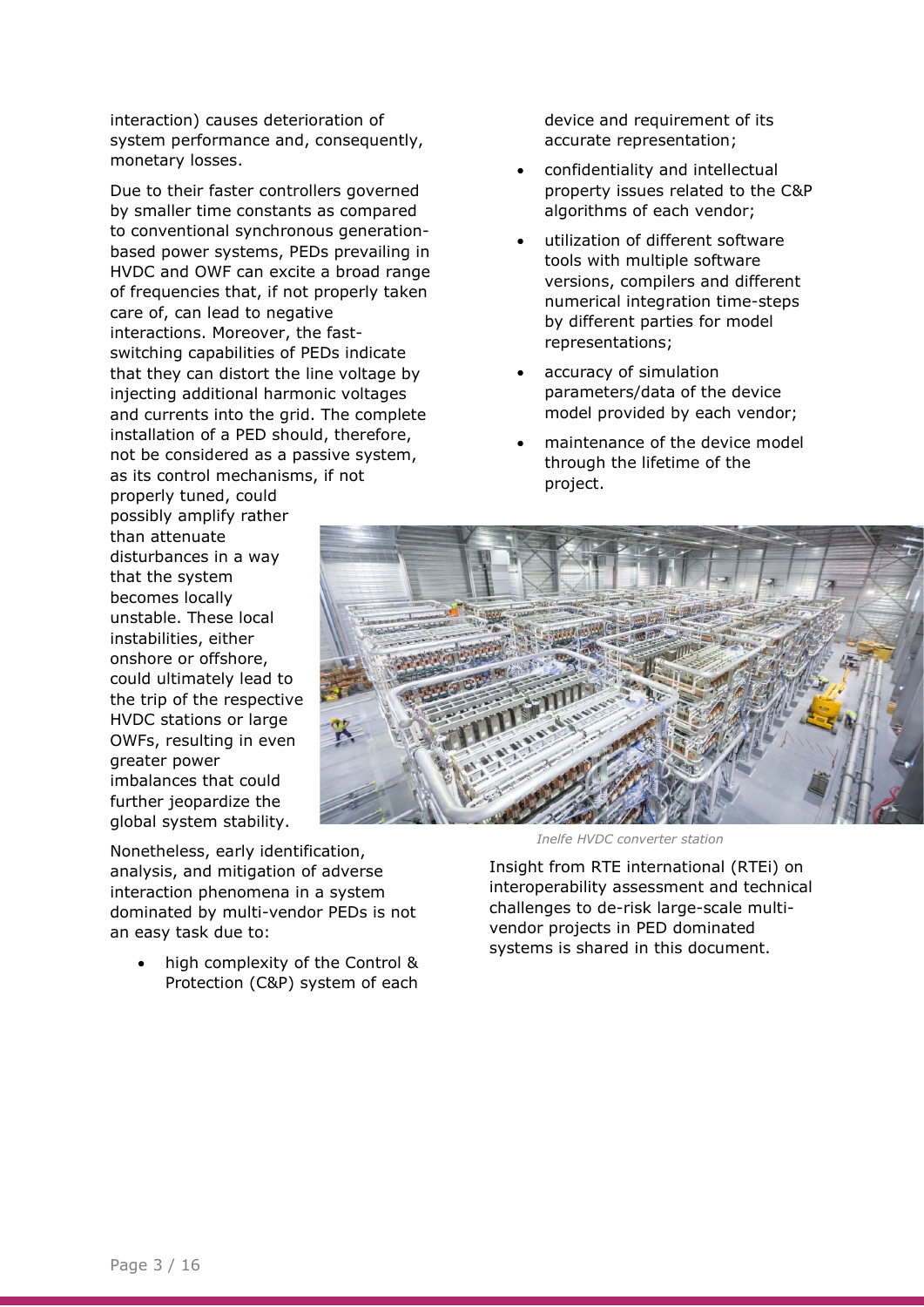interaction) causes deterioration of system performance and, consequently, monetary losses.

Due to their faster controllers governed by smaller time constants as compared to conventional synchronous generation-based power systems, PEDs prevailing in HVDC and OWF can excite a broad range of frequencies that, if not properly taken care of, can lead to negative interactions. Moreover, the fast-switching capabilities of PEDs indicate that they can distort the line voltage by injecting additional harmonic voltages and currents into the grid. The complete installation of a PED should, therefore, not be considered as a passive system, as its control mechanisms, if not properly tuned, could possibly amplify rather than attenuate disturbances in a way that the system becomes locally unstable. These local instabilities, either onshore or offshore, could ultimately lead to the trip of the respective HVDC stations or large OWFs, resulting in even greater power imbalances that could further jeopardize the global system stability.

Nonetheless, early identification, analysis, and mitigation of adverse interaction phenomena in a system dominated by multi-vendor PEDs is not an easy task due to:

- high complexity of the Control & Protection (C&P) system of each device and requirement of its accurate representation;
- confidentiality and intellectual property issues related to the C&P algorithms of each vendor;
- utilization of different software tools with multiple software versions, compilers and different numerical integration time-steps by different parties for model representations;
- accuracy of simulation parameters/data of the device model provided by each vendor;
- maintenance of the device model through the lifetime of the project.

*Inelfe HVDC converter station*

Insight from RTE international (RTEi) on interoperability assessment and technical challenges to de-risk large-scale multi-vendor projects in PED dominated systems is shared in this document.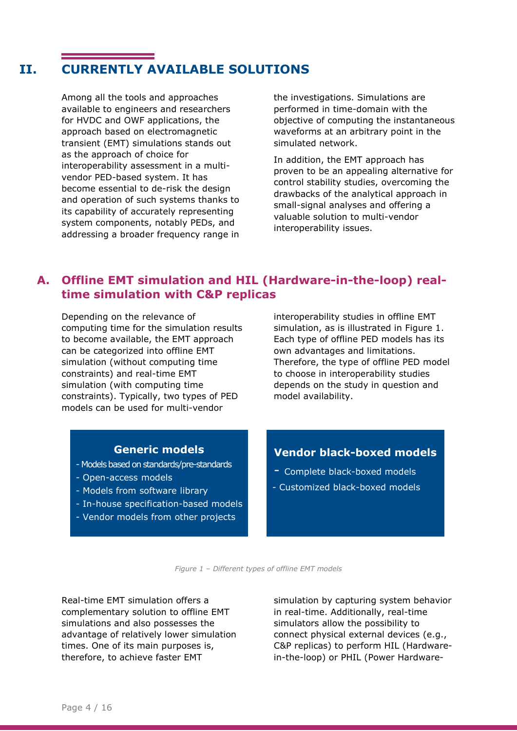# II. CURRENTLY AVAILABLE SOLUTIONS

Among all the tools and approaches available to engineers and researchers for HVDC and OWF applications, the approach based on electromagnetic transient (EMT) simulations stands out as the approach of choice for interoperability assessment in a multi-vendor PED-based system. It has become essential to de-risk the design and operation of such systems thanks to its capability of accurately representing system components, notably PEDs, and addressing a broader frequency range in the investigations. Simulations are performed in time-domain with the objective of computing the instantaneous waveforms at an arbitrary point in the simulated network.

In addition, the EMT approach has proven to be an appealing alternative for control stability studies, overcoming the drawbacks of the analytical approach in small-signal analyses and offering a valuable solution to multi-vendor interoperability issues.

## A. Offline EMT simulation and HIL (Hardware-in-the-loop) real-time simulation with C&P replicas

Depending on the relevance of computing time for the simulation results to become available, the EMT approach can be categorized into offline EMT simulation (without computing time constraints) and real-time EMT simulation (with computing time constraints). Typically, two types of PED models can be used for multi-vendor interoperability studies in offline EMT simulation, as is illustrated in Figure 1. Each type of offline PED models has its own advantages and limitations. Therefore, the type of offline PED model to choose in interoperability studies depends on the study in question and model availability.

**Generic models**
- Models based on standards/pre-standards
- Open-access models
- Models from software library
- In-house specification-based models
- Vendor models from other projects

**Vendor black-boxed models**
- Complete black-boxed models
- Customized black-boxed models

*Figure 1 – Different types of offline EMT models*

Real-time EMT simulation offers a complementary solution to offline EMT simulations and also possesses the advantage of relatively lower simulation times. One of its main purposes is, therefore, to achieve faster EMT simulation by capturing system behavior in real-time. Additionally, real-time simulators allow the possibility to connect physical external devices (e.g., C&P replicas) to perform HIL (Hardware-in-the-loop) or PHIL (Power Hardware-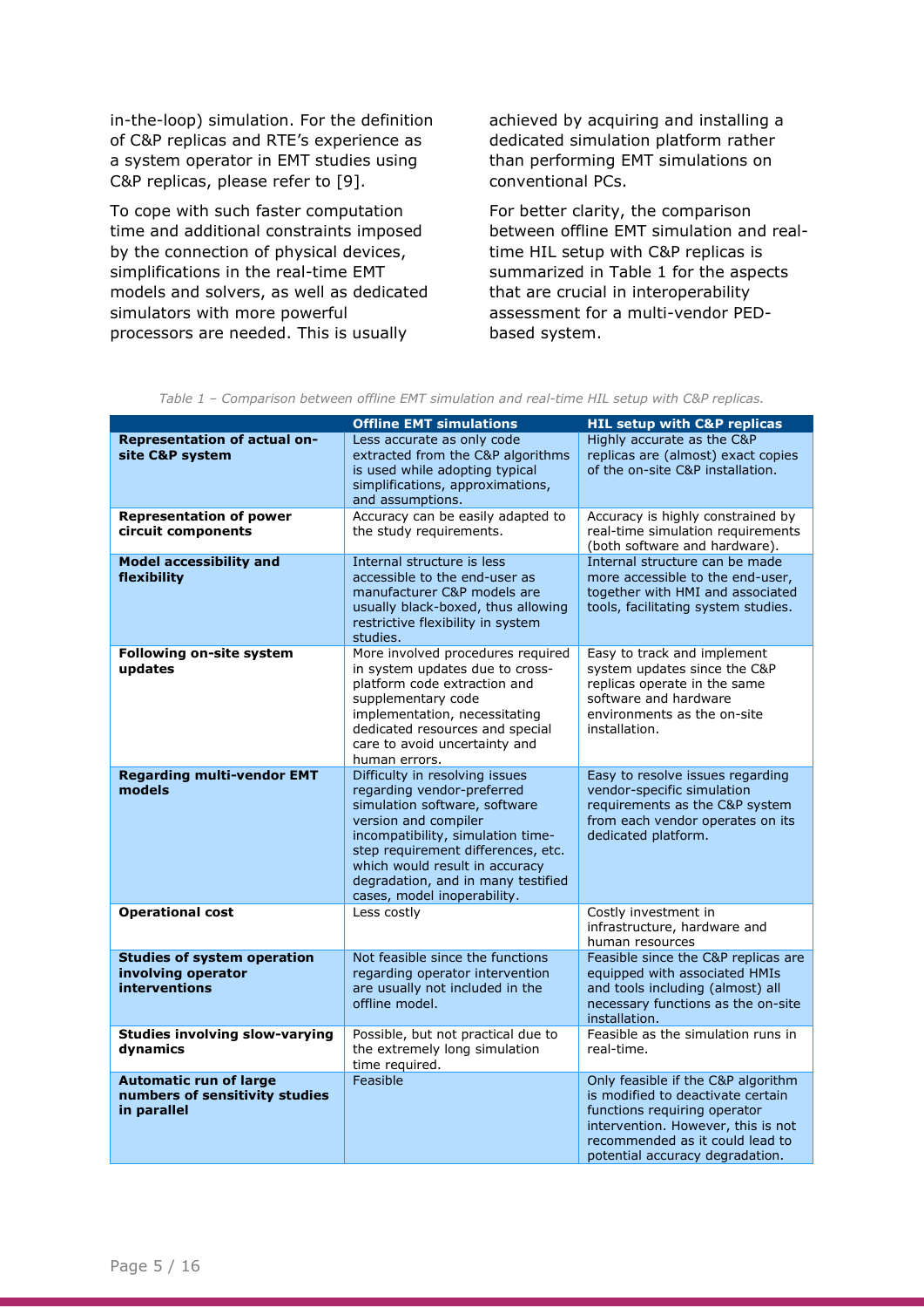in-the-loop) simulation. For the definition of C&P replicas and RTE's experience as a system operator in EMT studies using C&P replicas, please refer to [9].

To cope with such faster computation time and additional constraints imposed by the connection of physical devices, simplifications in the real-time EMT models and solvers, as well as dedicated simulators with more powerful processors are needed. This is usually achieved by acquiring and installing a dedicated simulation platform rather than performing EMT simulations on conventional PCs.

For better clarity, the comparison between offline EMT simulation and real-time HIL setup with C&P replicas is summarized in Table 1 for the aspects that are crucial in interoperability assessment for a multi-vendor PED-based system.

*Table 1 – Comparison between offline EMT simulation and real-time HIL setup with C&P replicas.*

| | Offline EMT simulations | HIL setup with C&P replicas |
|---|---|---|
| **Representation of actual on-site C&P system** | Less accurate as only code extracted from the C&P algorithms is used while adopting typical simplifications, approximations, and assumptions. | Highly accurate as the C&P replicas are (almost) exact copies of the on-site C&P installation. |
| **Representation of power circuit components** | Accuracy can be easily adapted to the study requirements. | Accuracy is highly constrained by real-time simulation requirements (both software and hardware). |
| **Model accessibility and flexibility** | Internal structure is less accessible to the end-user as manufacturer C&P models are usually black-boxed, thus allowing restrictive flexibility in system studies. | Internal structure can be made more accessible to the end-user, together with HMI and associated tools, facilitating system studies. |
| **Following on-site system updates** | More involved procedures required in system updates due to cross-platform code extraction and supplementary code implementation, necessitating dedicated resources and special care to avoid uncertainty and human errors. | Easy to track and implement system updates since the C&P replicas operate in the same software and hardware environments as the on-site installation. |
| **Regarding multi-vendor EMT models** | Difficulty in resolving issues regarding vendor-preferred simulation software, software version and compiler incompatibility, simulation time-step requirement differences, etc. which would result in accuracy degradation, and in many testified cases, model inoperability. | Easy to resolve issues regarding vendor-specific simulation requirements as the C&P system from each vendor operates on its dedicated platform. |
| **Operational cost** | Less costly | Costly investment in infrastructure, hardware and human resources |
| **Studies of system operation involving operator interventions** | Not feasible since the functions regarding operator intervention are usually not included in the offline model. | Feasible since the C&P replicas are equipped with associated HMIs and tools including (almost) all necessary functions as the on-site installation. |
| **Studies involving slow-varying dynamics** | Possible, but not practical due to the extremely long simulation time required. | Feasible as the simulation runs in real-time. |
| **Automatic run of large numbers of sensitivity studies in parallel** | Feasible | Only feasible if the C&P algorithm is modified to deactivate certain functions requiring operator intervention. However, this is not recommended as it could lead to potential accuracy degradation. |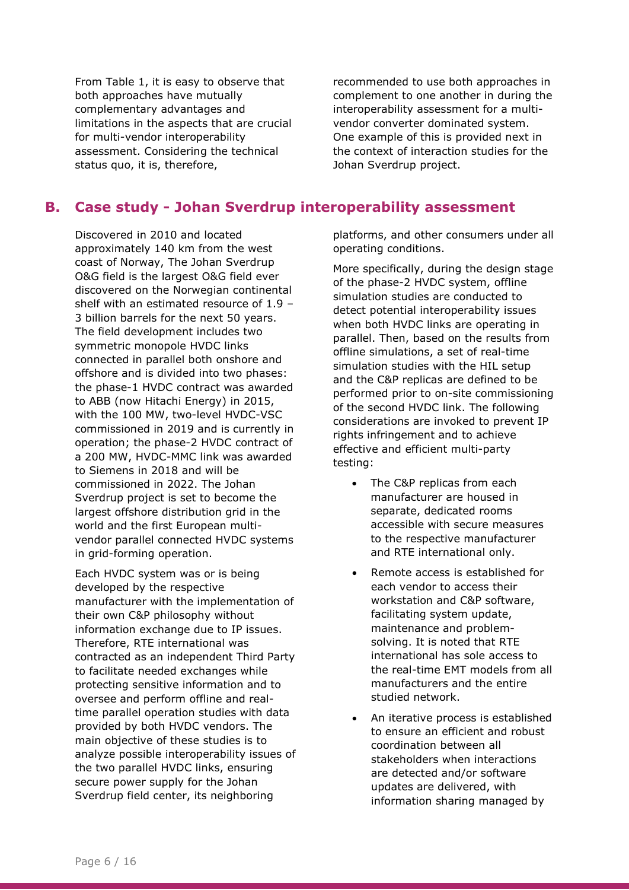From Table 1, it is easy to observe that both approaches have mutually complementary advantages and limitations in the aspects that are crucial for multi-vendor interoperability assessment. Considering the technical status quo, it is, therefore, recommended to use both approaches in complement to one another in during the interoperability assessment for a multi-vendor converter dominated system. One example of this is provided next in the context of interaction studies for the Johan Sverdrup project.

## B. Case study - Johan Sverdrup interoperability assessment

Discovered in 2010 and located approximately 140 km from the west coast of Norway, The Johan Sverdrup O&G field is the largest O&G field ever discovered on the Norwegian continental shelf with an estimated resource of 1.9 – 3 billion barrels for the next 50 years. The field development includes two symmetric monopole HVDC links connected in parallel both onshore and offshore and is divided into two phases: the phase-1 HVDC contract was awarded to ABB (now Hitachi Energy) in 2015, with the 100 MW, two-level HVDC-VSC commissioned in 2019 and is currently in operation; the phase-2 HVDC contract of a 200 MW, HVDC-MMC link was awarded to Siemens in 2018 and will be commissioned in 2022. The Johan Sverdrup project is set to become the largest offshore distribution grid in the world and the first European multi-vendor parallel connected HVDC systems in grid-forming operation.

Each HVDC system was or is being developed by the respective manufacturer with the implementation of their own C&P philosophy without information exchange due to IP issues. Therefore, RTE international was contracted as an independent Third Party to facilitate needed exchanges while protecting sensitive information and to oversee and perform offline and real-time parallel operation studies with data provided by both HVDC vendors. The main objective of these studies is to analyze possible interoperability issues of the two parallel HVDC links, ensuring secure power supply for the Johan Sverdrup field center, its neighboring platforms, and other consumers under all operating conditions.

More specifically, during the design stage of the phase-2 HVDC system, offline simulation studies are conducted to detect potential interoperability issues when both HVDC links are operating in parallel. Then, based on the results from offline simulations, a set of real-time simulation studies with the HIL setup and the C&P replicas are defined to be performed prior to on-site commissioning of the second HVDC link. The following considerations are invoked to prevent IP rights infringement and to achieve effective and efficient multi-party testing:

- The C&P replicas from each manufacturer are housed in separate, dedicated rooms accessible with secure measures to the respective manufacturer and RTE international only.
- Remote access is established for each vendor to access their workstation and C&P software, facilitating system update, maintenance and problem-solving. It is noted that RTE international has sole access to the real-time EMT models from all manufacturers and the entire studied network.
- An iterative process is established to ensure an efficient and robust coordination between all stakeholders when interactions are detected and/or software updates are delivered, with information sharing managed by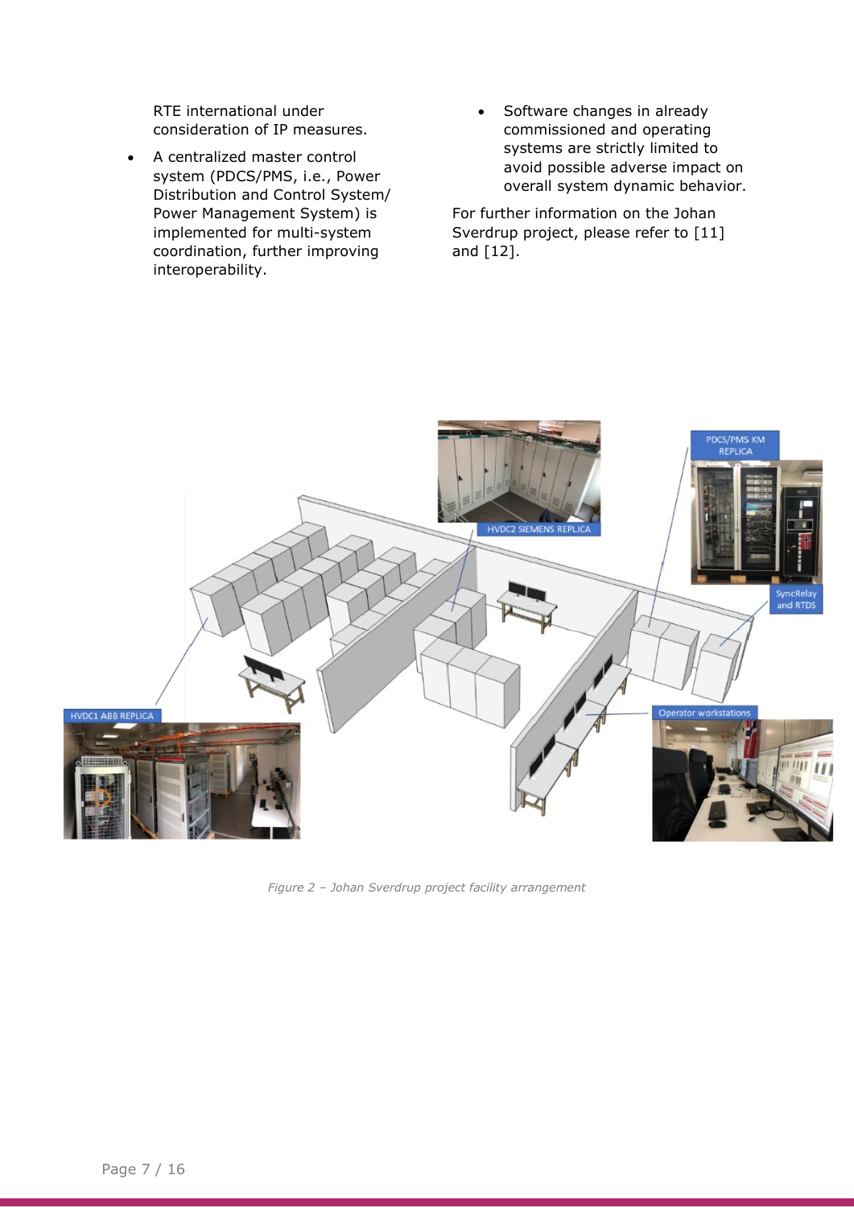RTE international under consideration of IP measures.

- A centralized master control system (PDCS/PMS, i.e., Power Distribution and Control System/ Power Management System) is implemented for multi-system coordination, further improving interoperability.
- Software changes in already commissioned and operating systems are strictly limited to avoid possible adverse impact on overall system dynamic behavior.

For further information on the Johan Sverdrup project, please refer to [11] and [12].

*Figure 2 – Johan Sverdrup project facility arrangement*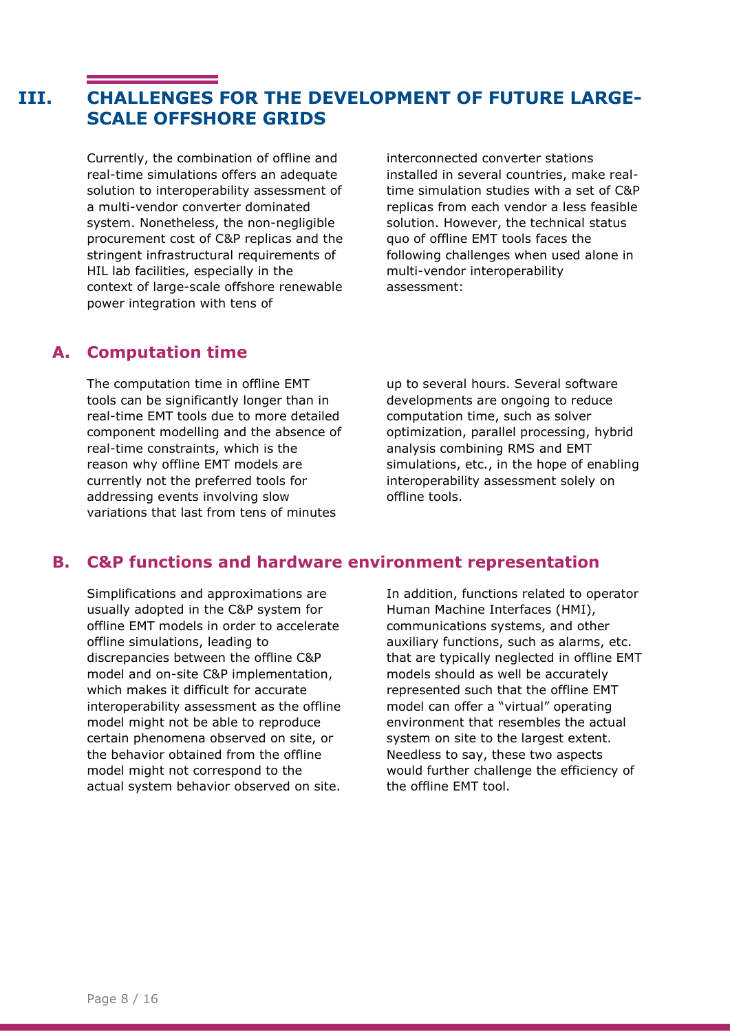# III. CHALLENGES FOR THE DEVELOPMENT OF FUTURE LARGE-SCALE OFFSHORE GRIDS

Currently, the combination of offline and real-time simulations offers an adequate solution to interoperability assessment of a multi-vendor converter dominated system. Nonetheless, the non-negligible procurement cost of C&P replicas and the stringent infrastructural requirements of HIL lab facilities, especially in the context of large-scale offshore renewable power integration with tens of interconnected converter stations installed in several countries, make real-time simulation studies with a set of C&P replicas from each vendor a less feasible solution. However, the technical status quo of offline EMT tools faces the following challenges when used alone in multi-vendor interoperability assessment:

## A. Computation time

The computation time in offline EMT tools can be significantly longer than in real-time EMT tools due to more detailed component modelling and the absence of real-time constraints, which is the reason why offline EMT models are currently not the preferred tools for addressing events involving slow variations that last from tens of minutes up to several hours. Several software developments are ongoing to reduce computation time, such as solver optimization, parallel processing, hybrid analysis combining RMS and EMT simulations, etc., in the hope of enabling interoperability assessment solely on offline tools.

## B. C&P functions and hardware environment representation

Simplifications and approximations are usually adopted in the C&P system for offline EMT models in order to accelerate offline simulations, leading to discrepancies between the offline C&P model and on-site C&P implementation, which makes it difficult for accurate interoperability assessment as the offline model might not be able to reproduce certain phenomena observed on site, or the behavior obtained from the offline model might not correspond to the actual system behavior observed on site. In addition, functions related to operator Human Machine Interfaces (HMI), communications systems, and other auxiliary functions, such as alarms, etc. that are typically neglected in offline EMT models should as well be accurately represented such that the offline EMT model can offer a "virtual" operating environment that resembles the actual system on site to the largest extent. Needless to say, these two aspects would further challenge the efficiency of the offline EMT tool.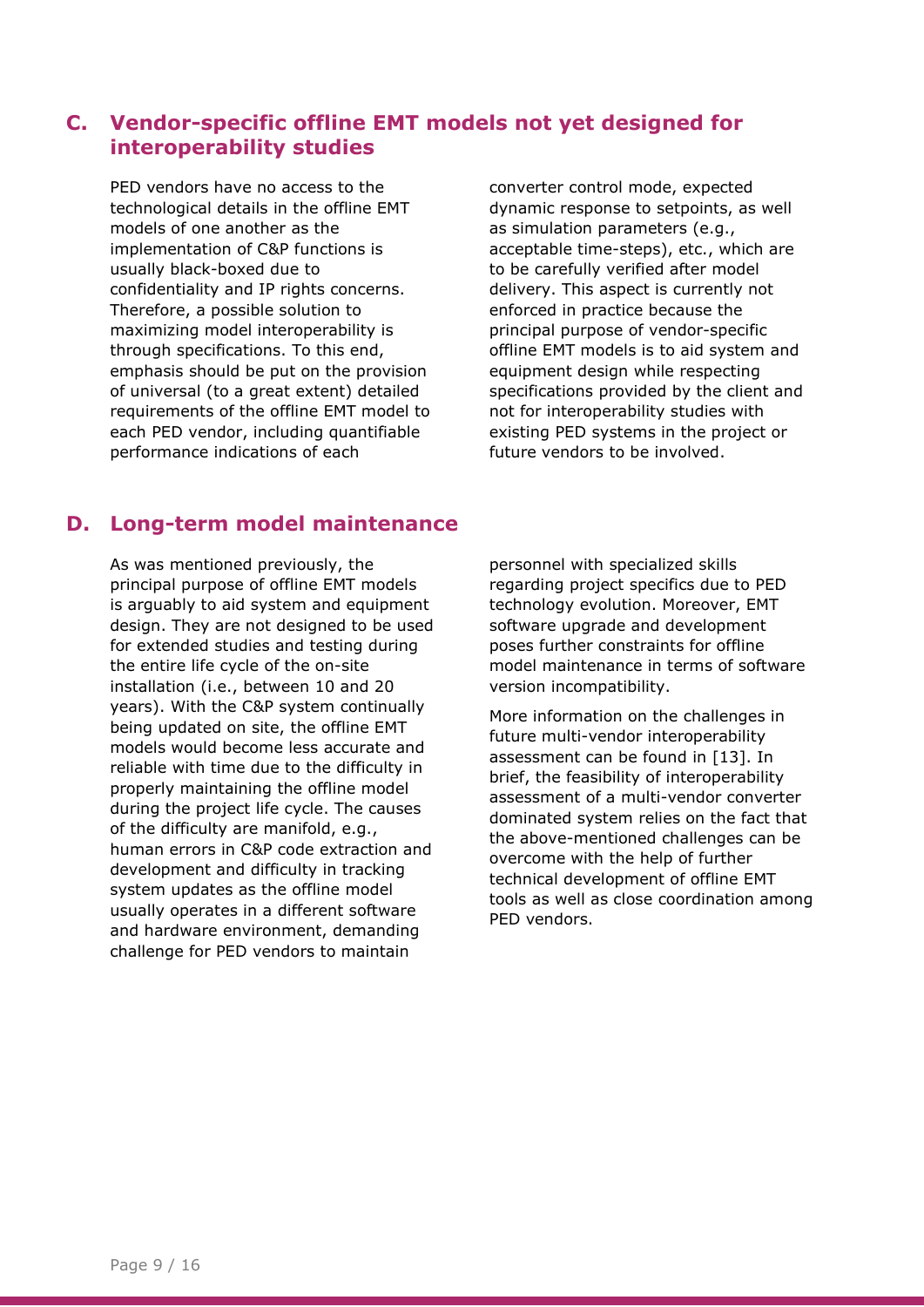## C. Vendor-specific offline EMT models not yet designed for interoperability studies

PED vendors have no access to the technological details in the offline EMT models of one another as the implementation of C&P functions is usually black-boxed due to confidentiality and IP rights concerns. Therefore, a possible solution to maximizing model interoperability is through specifications. To this end, emphasis should be put on the provision of universal (to a great extent) detailed requirements of the offline EMT model to each PED vendor, including quantifiable performance indications of each converter control mode, expected dynamic response to setpoints, as well as simulation parameters (e.g., acceptable time-steps), etc., which are to be carefully verified after model delivery. This aspect is currently not enforced in practice because the principal purpose of vendor-specific offline EMT models is to aid system and equipment design while respecting specifications provided by the client and not for interoperability studies with existing PED systems in the project or future vendors to be involved.

## D. Long-term model maintenance

As was mentioned previously, the principal purpose of offline EMT models is arguably to aid system and equipment design. They are not designed to be used for extended studies and testing during the entire life cycle of the on-site installation (i.e., between 10 and 20 years). With the C&P system continually being updated on site, the offline EMT models would become less accurate and reliable with time due to the difficulty in properly maintaining the offline model during the project life cycle. The causes of the difficulty are manifold, e.g., human errors in C&P code extraction and development and difficulty in tracking system updates as the offline model usually operates in a different software and hardware environment, demanding challenge for PED vendors to maintain personnel with specialized skills regarding project specifics due to PED technology evolution. Moreover, EMT software upgrade and development poses further constraints for offline model maintenance in terms of software version incompatibility.

More information on the challenges in future multi-vendor interoperability assessment can be found in [13]. In brief, the feasibility of interoperability assessment of a multi-vendor converter dominated system relies on the fact that the above-mentioned challenges can be overcome with the help of further technical development of offline EMT tools as well as close coordination among PED vendors.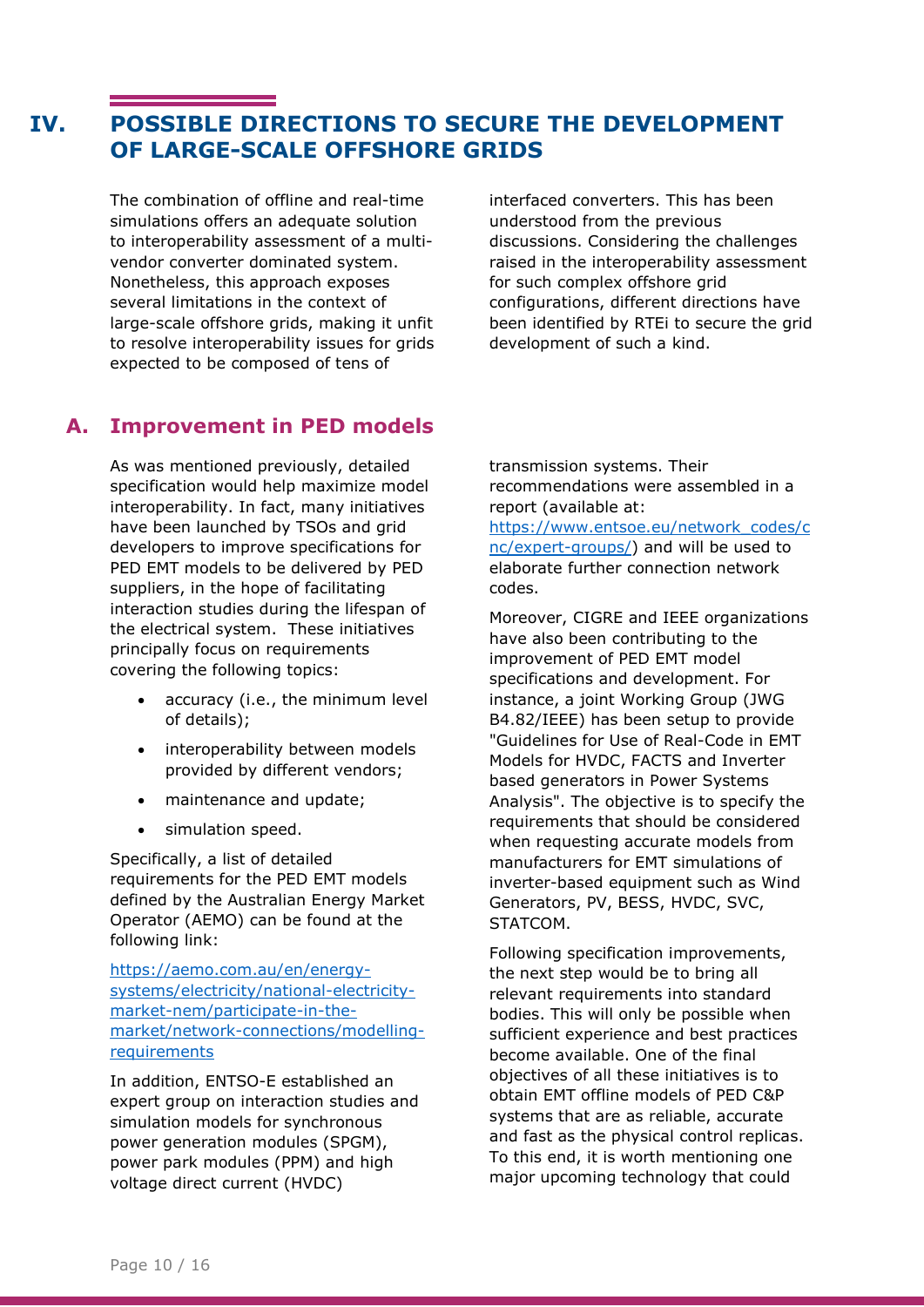# IV. POSSIBLE DIRECTIONS TO SECURE THE DEVELOPMENT OF LARGE-SCALE OFFSHORE GRIDS

The combination of offline and real-time simulations offers an adequate solution to interoperability assessment of a multi-vendor converter dominated system. Nonetheless, this approach exposes several limitations in the context of large-scale offshore grids, making it unfit to resolve interoperability issues for grids expected to be composed of tens of interfaced converters. This has been understood from the previous discussions. Considering the challenges raised in the interoperability assessment for such complex offshore grid configurations, different directions have been identified by RTEi to secure the grid development of such a kind.

## A. Improvement in PED models

As was mentioned previously, detailed specification would help maximize model interoperability. In fact, many initiatives have been launched by TSOs and grid developers to improve specifications for PED EMT models to be delivered by PED suppliers, in the hope of facilitating interaction studies during the lifespan of the electrical system. These initiatives principally focus on requirements covering the following topics:

- accuracy (i.e., the minimum level of details);
- interoperability between models provided by different vendors;
- maintenance and update;
- simulation speed.

Specifically, a list of detailed requirements for the PED EMT models defined by the Australian Energy Market Operator (AEMO) can be found at the following link:

https://aemo.com.au/en/energy-systems/electricity/national-electricity-market-nem/participate-in-the-market/network-connections/modelling-requirements

In addition, ENTSO-E established an expert group on interaction studies and simulation models for synchronous power generation modules (SPGM), power park modules (PPM) and high voltage direct current (HVDC) transmission systems. Their recommendations were assembled in a report (available at: https://www.entsoe.eu/network_codes/cnc/expert-groups/) and will be used to elaborate further connection network codes.

Moreover, CIGRE and IEEE organizations have also been contributing to the improvement of PED EMT model specifications and development. For instance, a joint Working Group (JWG B4.82/IEEE) has been setup to provide "Guidelines for Use of Real-Code in EMT Models for HVDC, FACTS and Inverter based generators in Power Systems Analysis". The objective is to specify the requirements that should be considered when requesting accurate models from manufacturers for EMT simulations of inverter-based equipment such as Wind Generators, PV, BESS, HVDC, SVC, STATCOM.

Following specification improvements, the next step would be to bring all relevant requirements into standard bodies. This will only be possible when sufficient experience and best practices become available. One of the final objectives of all these initiatives is to obtain EMT offline models of PED C&P systems that are as reliable, accurate and fast as the physical control replicas. To this end, it is worth mentioning one major upcoming technology that could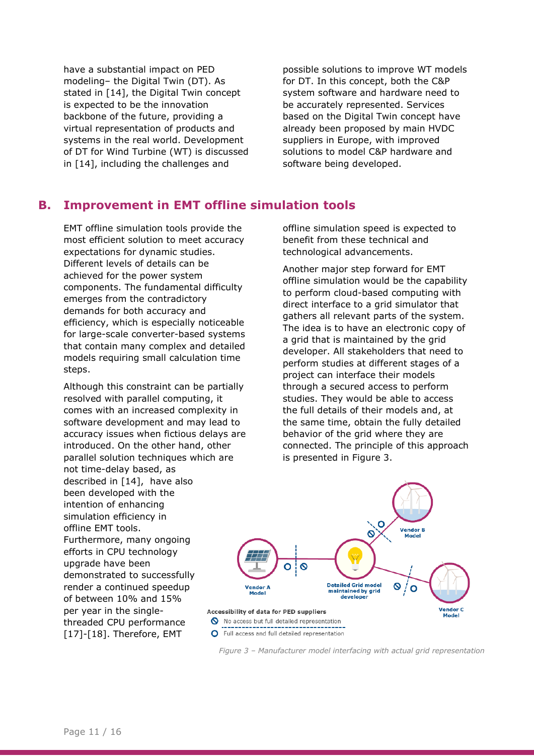have a substantial impact on PED modeling– the Digital Twin (DT). As stated in [14], the Digital Twin concept is expected to be the innovation backbone of the future, providing a virtual representation of products and systems in the real world. Development of DT for Wind Turbine (WT) is discussed in [14], including the challenges and possible solutions to improve WT models for DT. In this concept, both the C&P system software and hardware need to be accurately represented. Services based on the Digital Twin concept have already been proposed by main HVDC suppliers in Europe, with improved solutions to model C&P hardware and software being developed.

## B. Improvement in EMT offline simulation tools

EMT offline simulation tools provide the most efficient solution to meet accuracy expectations for dynamic studies. Different levels of details can be achieved for the power system components. The fundamental difficulty emerges from the contradictory demands for both accuracy and efficiency, which is especially noticeable for large-scale converter-based systems that contain many complex and detailed models requiring small calculation time steps.

Although this constraint can be partially resolved with parallel computing, it comes with an increased complexity in software development and may lead to accuracy issues when fictious delays are introduced. On the other hand, other parallel solution techniques which are not time-delay based, as described in [14], have also been developed with the intention of enhancing simulation efficiency in offline EMT tools. Furthermore, many ongoing efforts in CPU technology upgrade have been demonstrated to successfully render a continued speedup of between 10% and 15% per year in the single-threaded CPU performance [17]-[18]. Therefore, EMT offline simulation speed is expected to benefit from these technical and technological advancements.

Another major step forward for EMT offline simulation would be the capability to perform cloud-based computing with direct interface to a grid simulator that gathers all relevant parts of the system. The idea is to have an electronic copy of a grid that is maintained by the grid developer. All stakeholders that need to perform studies at different stages of a project can interface their models through a secured access to perform studies. They would be able to access the full details of their models and, at the same time, obtain the fully detailed behavior of the grid where they are connected. The principle of this approach is presented in Figure 3.

*Figure 3 – Manufacturer model interfacing with actual grid representation*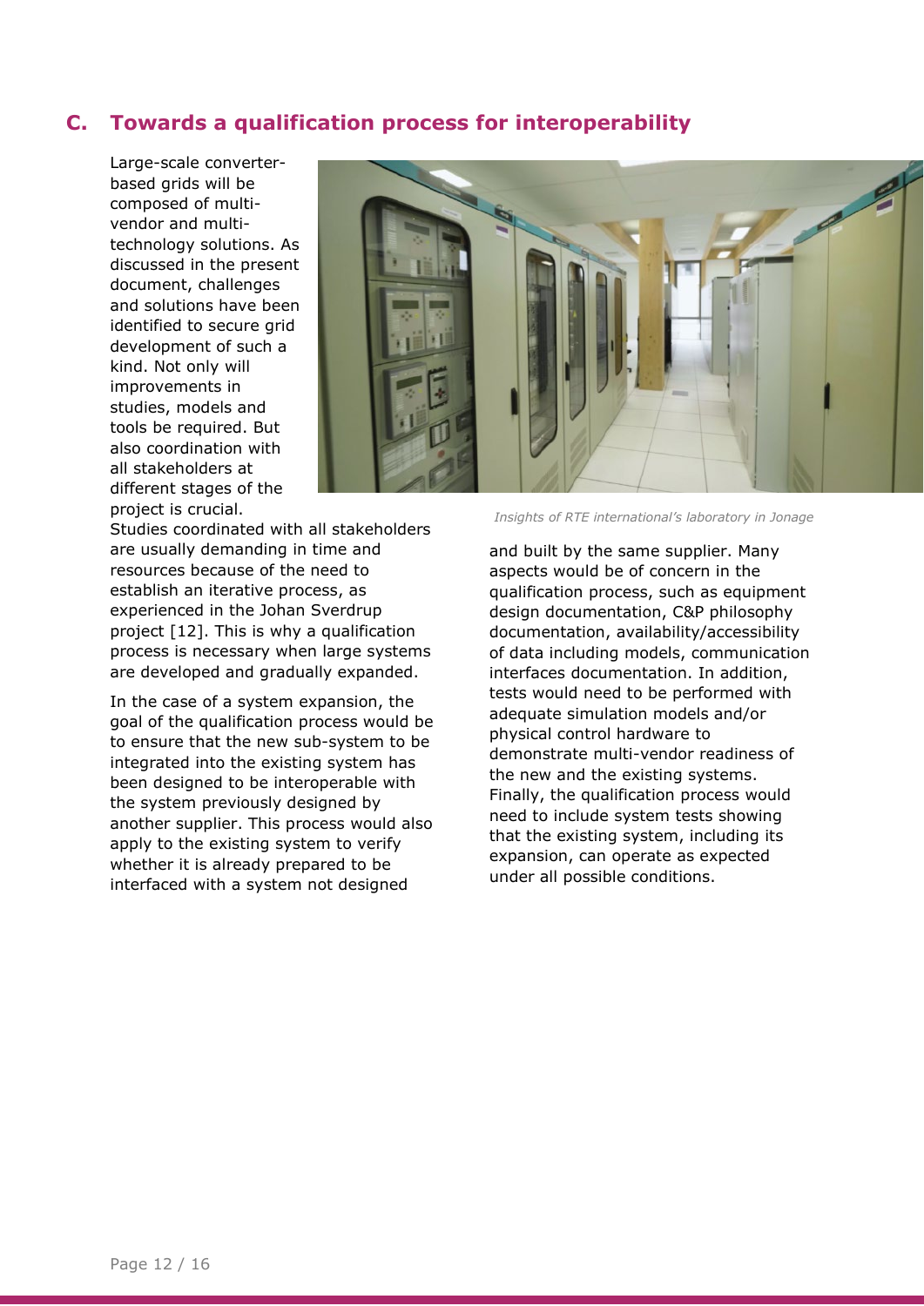## C. Towards a qualification process for interoperability

Large-scale converter-based grids will be composed of multi-vendor and multi-technology solutions. As discussed in the present document, challenges and solutions have been identified to secure grid development of such a kind. Not only will improvements in studies, models and tools be required. But also coordination with all stakeholders at different stages of the project is crucial. Studies coordinated with all stakeholders are usually demanding in time and resources because of the need to establish an iterative process, as experienced in the Johan Sverdrup project [12]. This is why a qualification process is necessary when large systems are developed and gradually expanded.

*Insights of RTE international's laboratory in Jonage*

In the case of a system expansion, the goal of the qualification process would be to ensure that the new sub-system to be integrated into the existing system has been designed to be interoperable with the system previously designed by another supplier. This process would also apply to the existing system to verify whether it is already prepared to be interfaced with a system not designed and built by the same supplier. Many aspects would be of concern in the qualification process, such as equipment design documentation, C&P philosophy documentation, availability/accessibility of data including models, communication interfaces documentation. In addition, tests would need to be performed with adequate simulation models and/or physical control hardware to demonstrate multi-vendor readiness of the new and the existing systems. Finally, the qualification process would need to include system tests showing that the existing system, including its expansion, can operate as expected under all possible conditions.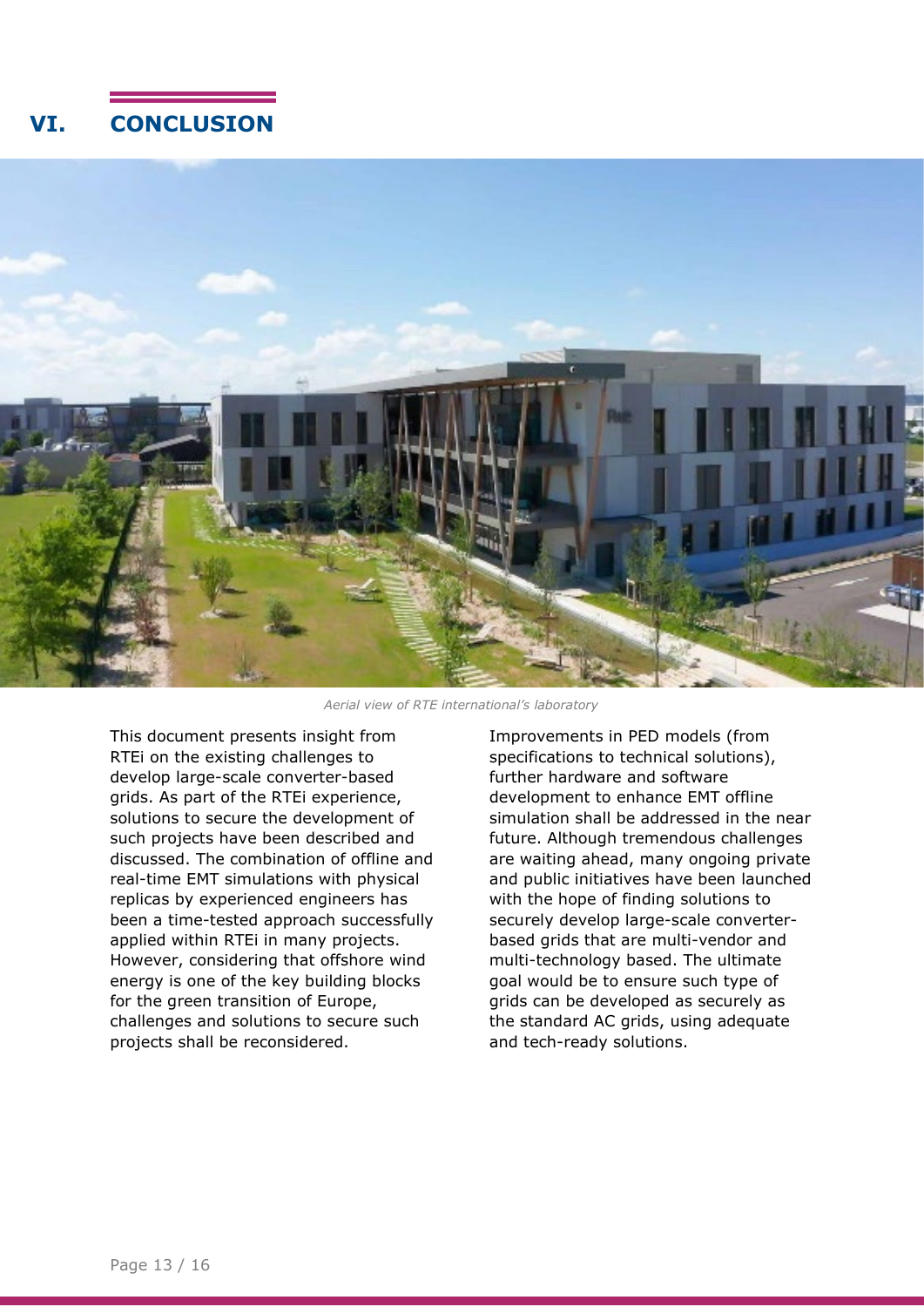# VI. CONCLUSION

*Aerial view of RTE international's laboratory*

This document presents insight from RTEi on the existing challenges to develop large-scale converter-based grids. As part of the RTEi experience, solutions to secure the development of such projects have been described and discussed. The combination of offline and real-time EMT simulations with physical replicas by experienced engineers has been a time-tested approach successfully applied within RTEi in many projects. However, considering that offshore wind energy is one of the key building blocks for the green transition of Europe, challenges and solutions to secure such projects shall be reconsidered.

Improvements in PED models (from specifications to technical solutions), further hardware and software development to enhance EMT offline simulation shall be addressed in the near future. Although tremendous challenges are waiting ahead, many ongoing private and public initiatives have been launched with the hope of finding solutions to securely develop large-scale converter-based grids that are multi-vendor and multi-technology based. The ultimate goal would be to ensure such type of grids can be developed as securely as the standard AC grids, using adequate and tech-ready solutions.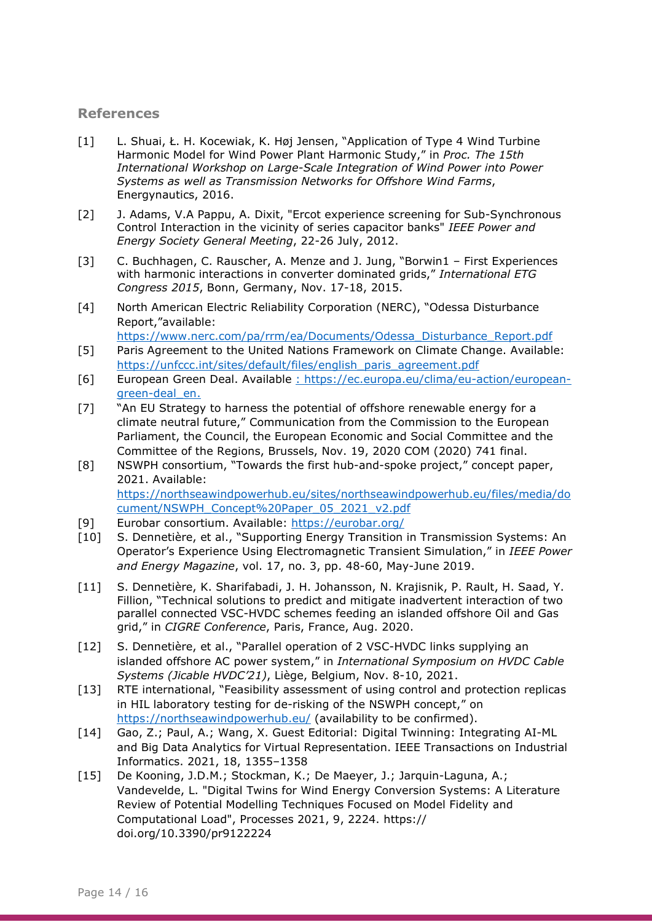## References

[1] L. Shuai, Ł. H. Kocewiak, K. Høj Jensen, "Application of Type 4 Wind Turbine Harmonic Model for Wind Power Plant Harmonic Study," in *Proc. The 15th International Workshop on Large-Scale Integration of Wind Power into Power Systems as well as Transmission Networks for Offshore Wind Farms*, Energynautics, 2016.

[2] J. Adams, V.A Pappu, A. Dixit, "Ercot experience screening for Sub-Synchronous Control Interaction in the vicinity of series capacitor banks" *IEEE Power and Energy Society General Meeting*, 22-26 July, 2012.

[3] C. Buchhagen, C. Rauscher, A. Menze and J. Jung, "Borwin1 – First Experiences with harmonic interactions in converter dominated grids," *International ETG Congress 2015*, Bonn, Germany, Nov. 17-18, 2015.

[4] North American Electric Reliability Corporation (NERC), "Odessa Disturbance Report,"available: https://www.nerc.com/pa/rrm/ea/Documents/Odessa_Disturbance_Report.pdf

[5] Paris Agreement to the United Nations Framework on Climate Change. Available: https://unfccc.int/sites/default/files/english_paris_agreement.pdf

[6] European Green Deal. Available : https://ec.europa.eu/clima/eu-action/european-green-deal_en.

[7] "An EU Strategy to harness the potential of offshore renewable energy for a climate neutral future," Communication from the Commission to the European Parliament, the Council, the European Economic and Social Committee and the Committee of the Regions, Brussels, Nov. 19, 2020 COM (2020) 741 final.

[8] NSWPH consortium, "Towards the first hub-and-spoke project," concept paper, 2021. Available: https://northseawindpowerhub.eu/sites/northseawindpowerhub.eu/files/media/document/NSWPH_Concept%20Paper_05_2021_v2.pdf

[9] Eurobar consortium. Available: https://eurobar.org/

[10] S. Dennetière, et al., "Supporting Energy Transition in Transmission Systems: An Operator's Experience Using Electromagnetic Transient Simulation," in *IEEE Power and Energy Magazine*, vol. 17, no. 3, pp. 48-60, May-June 2019.

[11] S. Dennetière, K. Sharifabadi, J. H. Johansson, N. Krajisnik, P. Rault, H. Saad, Y. Fillion, "Technical solutions to predict and mitigate inadvertent interaction of two parallel connected VSC-HVDC schemes feeding an islanded offshore Oil and Gas grid," in *CIGRE Conference*, Paris, France, Aug. 2020.

[12] S. Dennetière, et al., "Parallel operation of 2 VSC-HVDC links supplying an islanded offshore AC power system," in *International Symposium on HVDC Cable Systems (Jicable HVDC'21)*, Liège, Belgium, Nov. 8-10, 2021.

[13] RTE international, "Feasibility assessment of using control and protection replicas in HIL laboratory testing for de-risking of the NSWPH concept," on https://northseawindpowerhub.eu/ (availability to be confirmed).

[14] Gao, Z.; Paul, A.; Wang, X. Guest Editorial: Digital Twinning: Integrating AI-ML and Big Data Analytics for Virtual Representation. IEEE Transactions on Industrial Informatics. 2021, 18, 1355–1358

[15] De Kooning, J.D.M.; Stockman, K.; De Maeyer, J.; Jarquin-Laguna, A.; Vandevelde, L. "Digital Twins for Wind Energy Conversion Systems: A Literature Review of Potential Modelling Techniques Focused on Model Fidelity and Computational Load", Processes 2021, 9, 2224. https:// doi.org/10.3390/pr9122224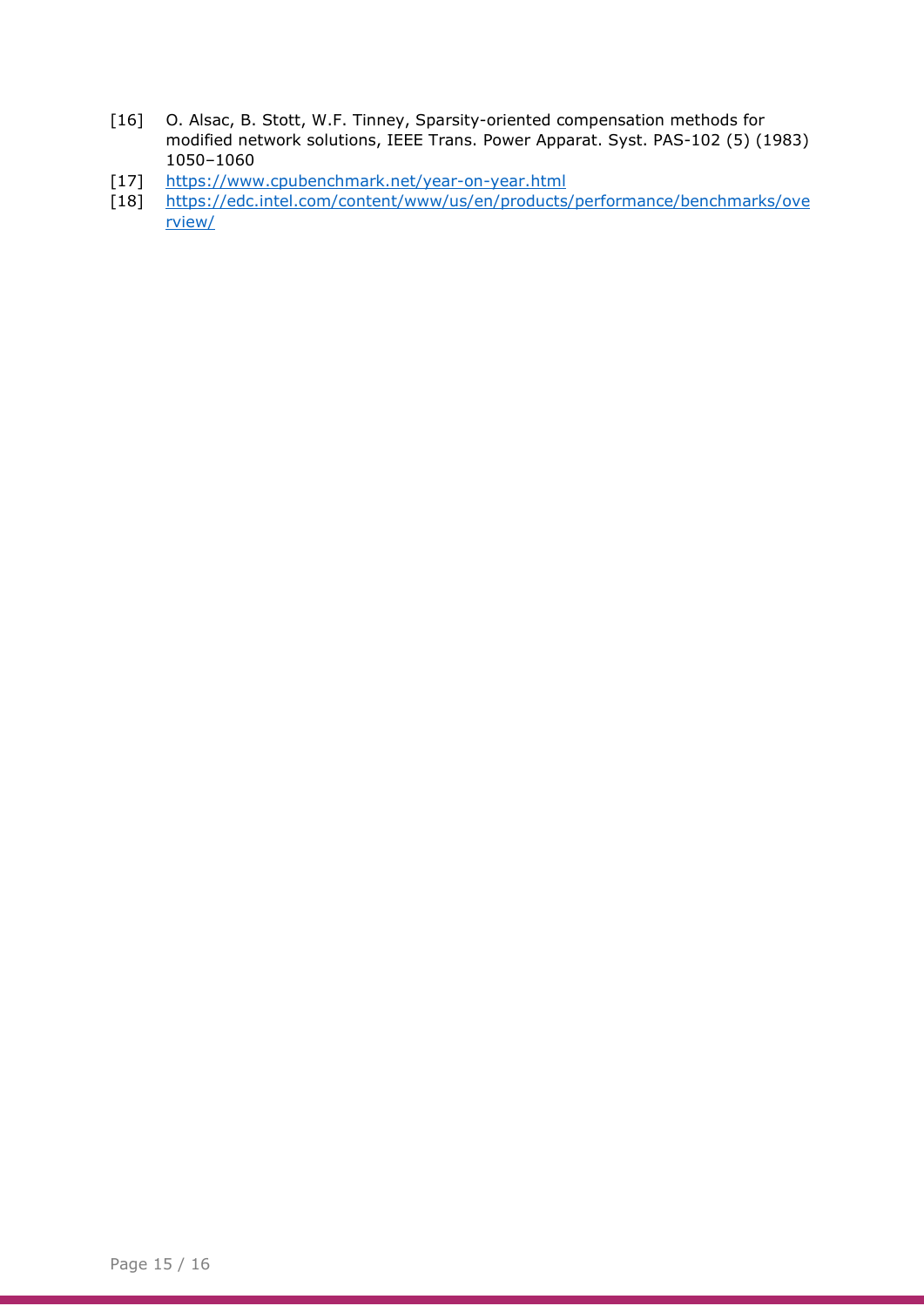[16] O. Alsac, B. Stott, W.F. Tinney, Sparsity-oriented compensation methods for modified network solutions, IEEE Trans. Power Apparat. Syst. PAS-102 (5) (1983) 1050–1060

[17] https://www.cpubenchmark.net/year-on-year.html

[18] https://edc.intel.com/content/www/us/en/products/performance/benchmarks/overview/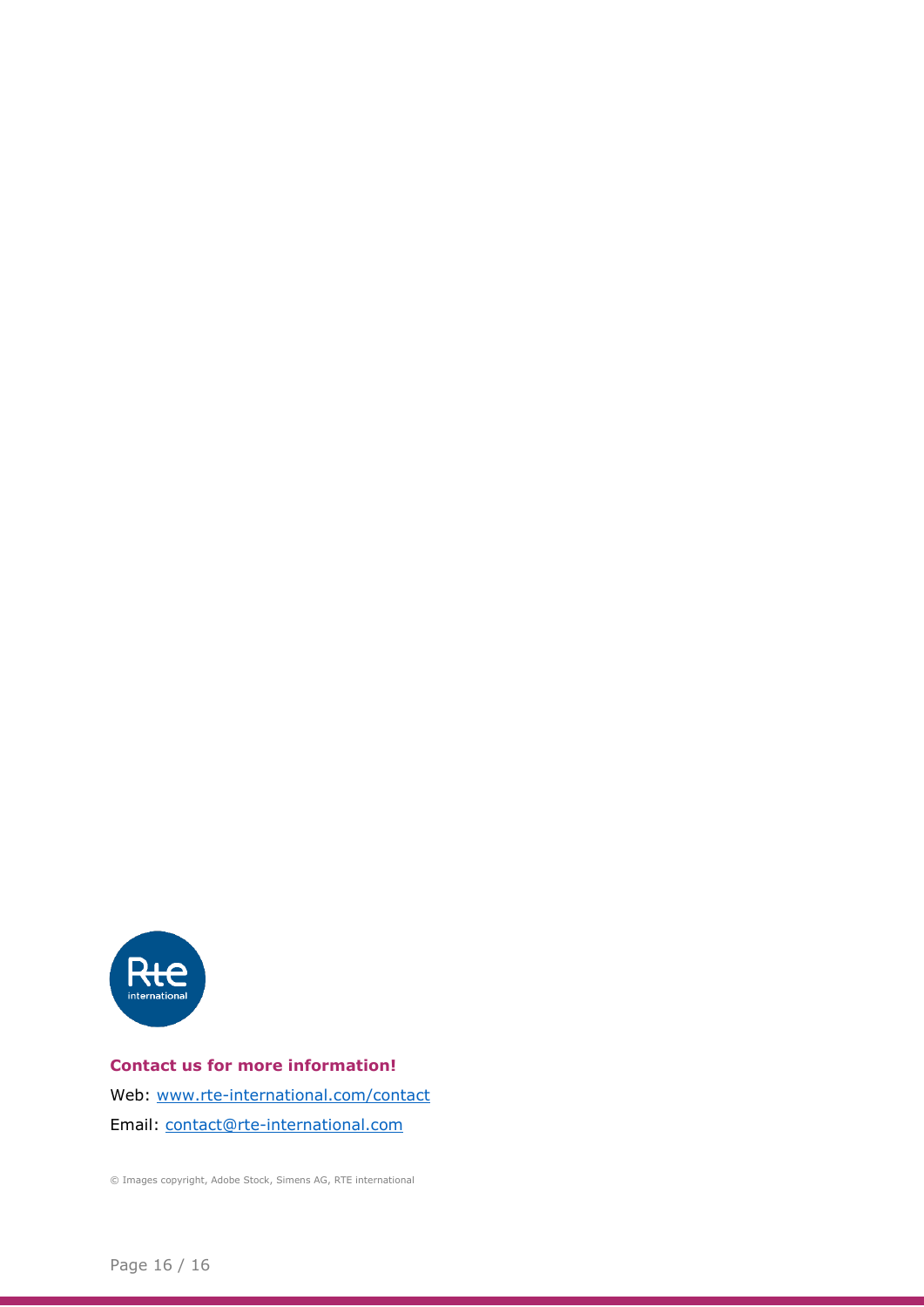**Contact us for more information!**

Web: www.rte-international.com/contact

Email: contact@rte-international.com

© Images copyright, Adobe Stock, Simens AG, RTE international